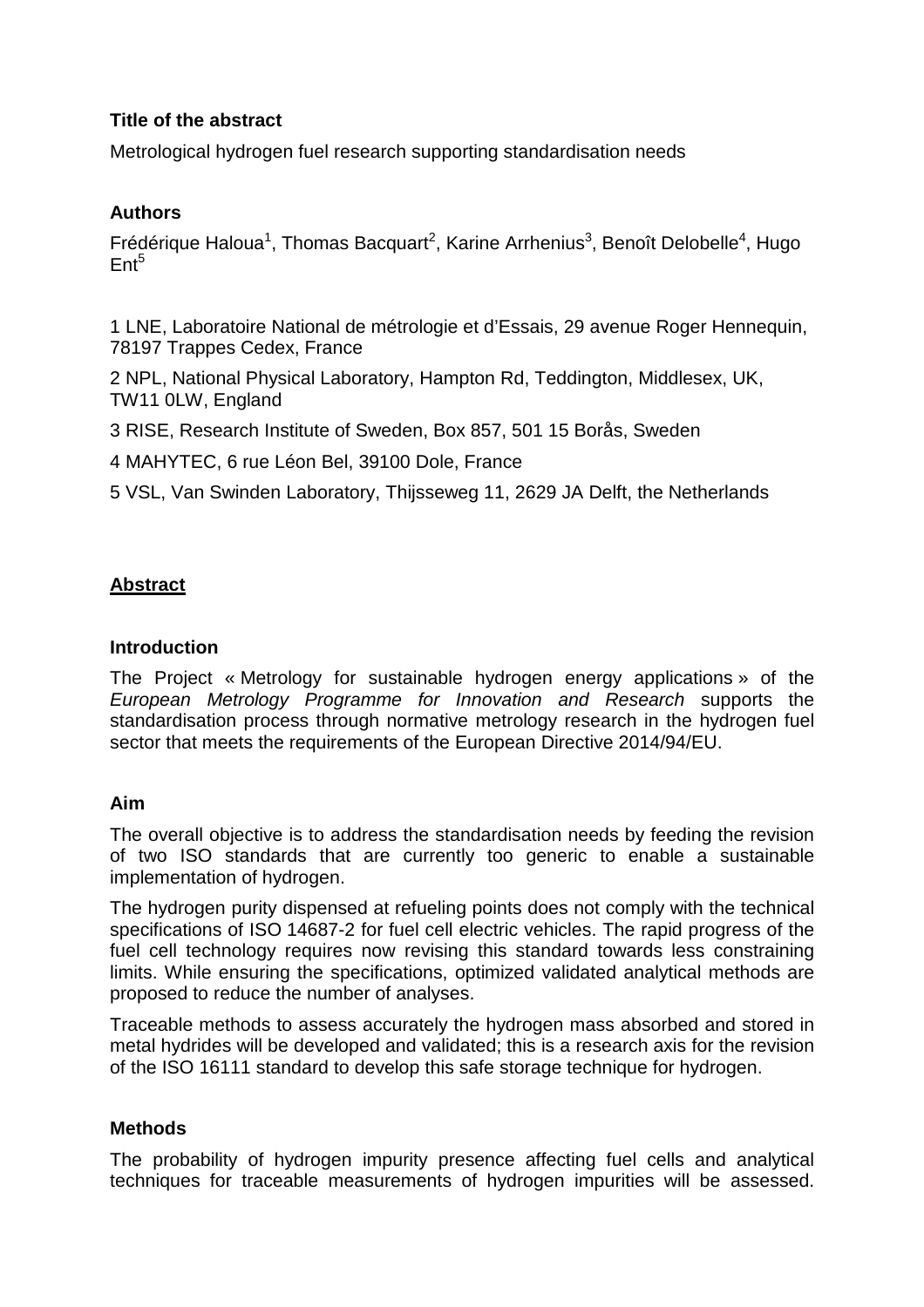**Title of the abstract**

Metrological hydrogen fuel research supporting standardisation needs

**Authors**

Frédérique Haloua[1], Thomas Bacquart[2], Karine Arrhenius[3], Benoît Delobelle[4], Hugo Ent[5]

1 LNE, Laboratoire National de métrologie et d'Essais, 29 avenue Roger Hennequin, 78197 Trappes Cedex, France

2 NPL, National Physical Laboratory, Hampton Rd, Teddington, Middlesex, UK, TW11 0LW, England

3 RISE, Research Institute of Sweden, Box 857, 501 15 Borås, Sweden

4 MAHYTEC, 6 rue Léon Bel, 39100 Dole, France

5 VSL, Van Swinden Laboratory, Thijsseweg 11, 2629 JA Delft, the Netherlands

## Abstract

### Introduction

The Project « Metrology for sustainable hydrogen energy applications » of the *European Metrology Programme for Innovation and Research* supports the standardisation process through normative metrology research in the hydrogen fuel sector that meets the requirements of the European Directive 2014/94/EU.

### Aim

The overall objective is to address the standardisation needs by feeding the revision of two ISO standards that are currently too generic to enable a sustainable implementation of hydrogen.

The hydrogen purity dispensed at refueling points does not comply with the technical specifications of ISO 14687-2 for fuel cell electric vehicles. The rapid progress of the fuel cell technology requires now revising this standard towards less constraining limits. While ensuring the specifications, optimized validated analytical methods are proposed to reduce the number of analyses.

Traceable methods to assess accurately the hydrogen mass absorbed and stored in metal hydrides will be developed and validated; this is a research axis for the revision of the ISO 16111 standard to develop this safe storage technique for hydrogen.

### Methods

The probability of hydrogen impurity presence affecting fuel cells and analytical techniques for traceable measurements of hydrogen impurities will be assessed.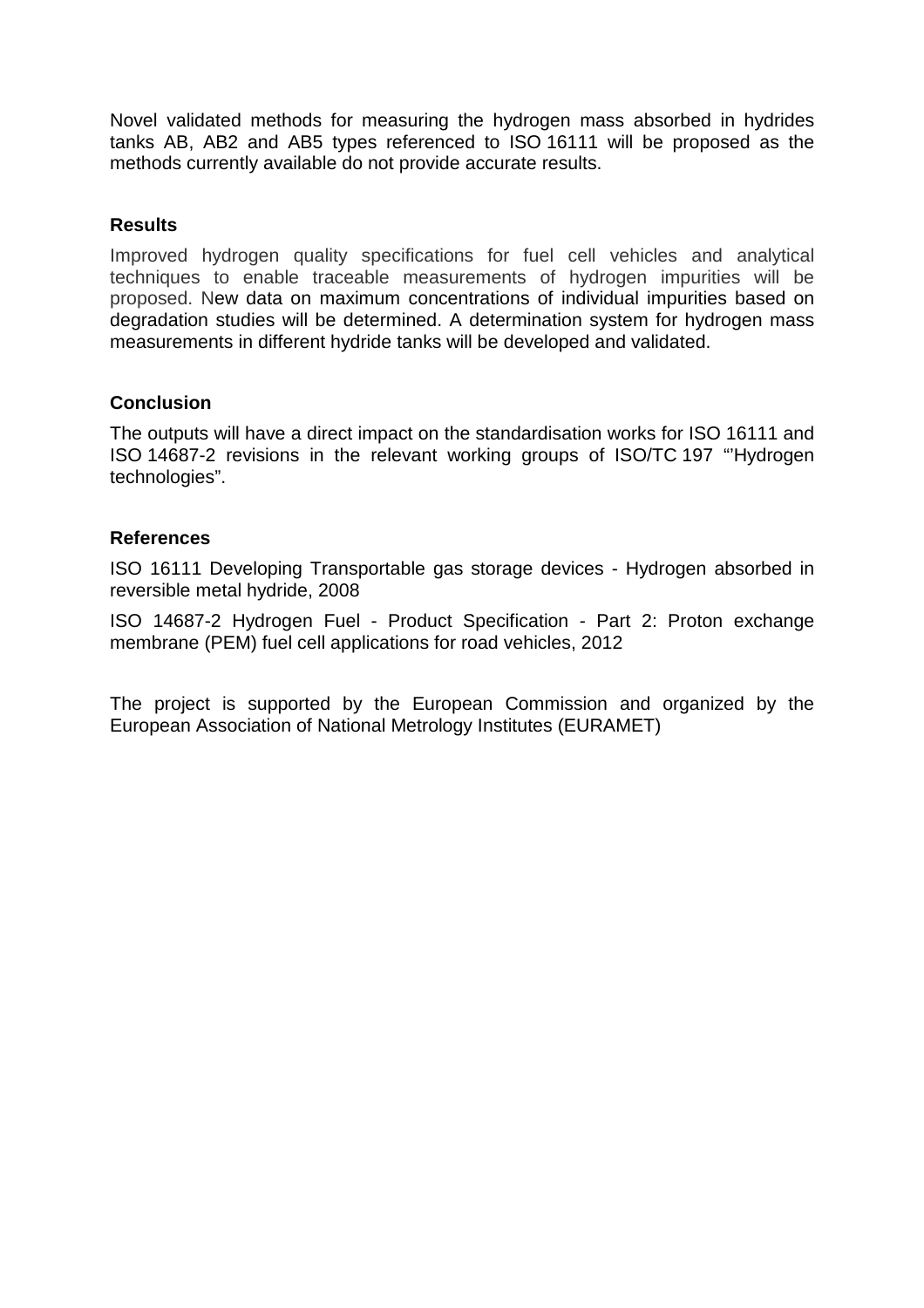Novel validated methods for measuring the hydrogen mass absorbed in hydrides tanks AB, AB2 and AB5 types referenced to ISO 16111 will be proposed as the methods currently available do not provide accurate results.

### Results

Improved hydrogen quality specifications for fuel cell vehicles and analytical techniques to enable traceable measurements of hydrogen impurities will be proposed. New data on maximum concentrations of individual impurities based on degradation studies will be determined. A determination system for hydrogen mass measurements in different hydride tanks will be developed and validated.

### Conclusion

The outputs will have a direct impact on the standardisation works for ISO 16111 and ISO 14687-2 revisions in the relevant working groups of ISO/TC 197 “'Hydrogen technologies”.

### References

ISO 16111 Developing Transportable gas storage devices - Hydrogen absorbed in reversible metal hydride, 2008

ISO 14687-2 Hydrogen Fuel - Product Specification - Part 2: Proton exchange membrane (PEM) fuel cell applications for road vehicles, 2012

The project is supported by the European Commission and organized by the European Association of National Metrology Institutes (EURAMET)